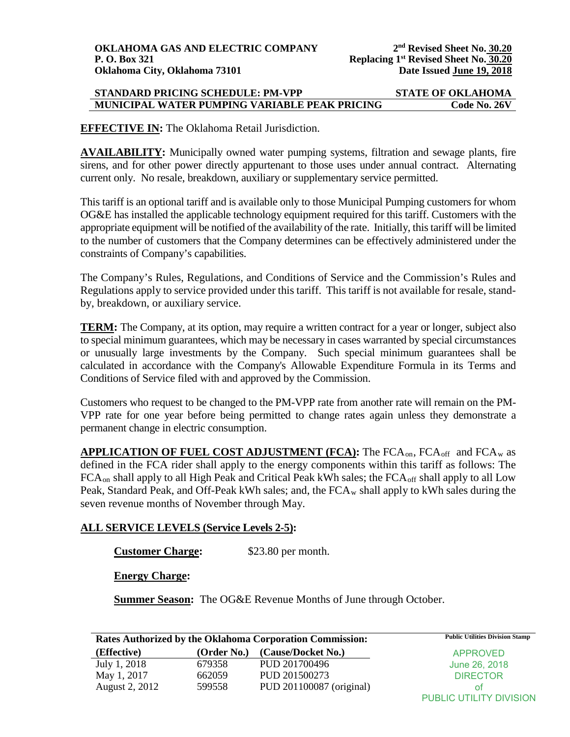**OKLAHOMA GAS AND ELECTRIC COMPANY**
**P. O. Box 321**
**Oklahoma City, Oklahoma 73101**

**2nd Revised Sheet No. 30.20**
**Replacing 1st Revised Sheet No. 30.20**
**Date Issued June 19, 2018**

| STANDARD PRICING SCHEDULE: PM-VPP | STATE OF OKLAHOMA |
|---|---|
| MUNICIPAL WATER PUMPING VARIABLE PEAK PRICING | Code No. 26V |

**EFFECTIVE IN:** The Oklahoma Retail Jurisdiction.

**AVAILABILITY:** Municipally owned water pumping systems, filtration and sewage plants, fire sirens, and for other power directly appurtenant to those uses under annual contract. Alternating current only. No resale, breakdown, auxiliary or supplementary service permitted.

This tariff is an optional tariff and is available only to those Municipal Pumping customers for whom OG&E has installed the applicable technology equipment required for this tariff. Customers with the appropriate equipment will be notified of the availability of the rate. Initially, this tariff will be limited to the number of customers that the Company determines can be effectively administered under the constraints of Company's capabilities.

The Company's Rules, Regulations, and Conditions of Service and the Commission's Rules and Regulations apply to service provided under this tariff. This tariff is not available for resale, stand-by, breakdown, or auxiliary service.

**TERM:** The Company, at its option, may require a written contract for a year or longer, subject also to special minimum guarantees, which may be necessary in cases warranted by special circumstances or unusually large investments by the Company. Such special minimum guarantees shall be calculated in accordance with the Company's Allowable Expenditure Formula in its Terms and Conditions of Service filed with and approved by the Commission.

Customers who request to be changed to the PM-VPP rate from another rate will remain on the PM-VPP rate for one year before being permitted to change rates again unless they demonstrate a permanent change in electric consumption.

**APPLICATION OF FUEL COST ADJUSTMENT (FCA):** The $FCA_{on}$, $FCA_{off}$ and $FCA_{w}$ as defined in the FCA rider shall apply to the energy components within this tariff as follows: The $FCA_{on}$ shall apply to all High Peak and Critical Peak kWh sales; the $FCA_{off}$ shall apply to all Low Peak, Standard Peak, and Off-Peak kWh sales; and, the $FCA_{w}$ shall apply to kWh sales during the seven revenue months of November through May.

**ALL SERVICE LEVELS (Service Levels 2-5):**

**Customer Charge:** $23.80 per month.

**Energy Charge:**

**Summer Season:** The OG&E Revenue Months of June through October.

**Rates Authorized by the Oklahoma Corporation Commission:**

| (Effective) | (Order No.) | (Cause/Docket No.) |
|---|---|---|
| July 1, 2018 | 679358 | PUD 201700496 |
| May 1, 2017 | 662059 | PUD 201500273 |
| August 2, 2012 | 599558 | PUD 201100087 (original) |

Public Utilities Division Stamp
APPROVED
June 26, 2018
DIRECTOR
of
PUBLIC UTILITY DIVISION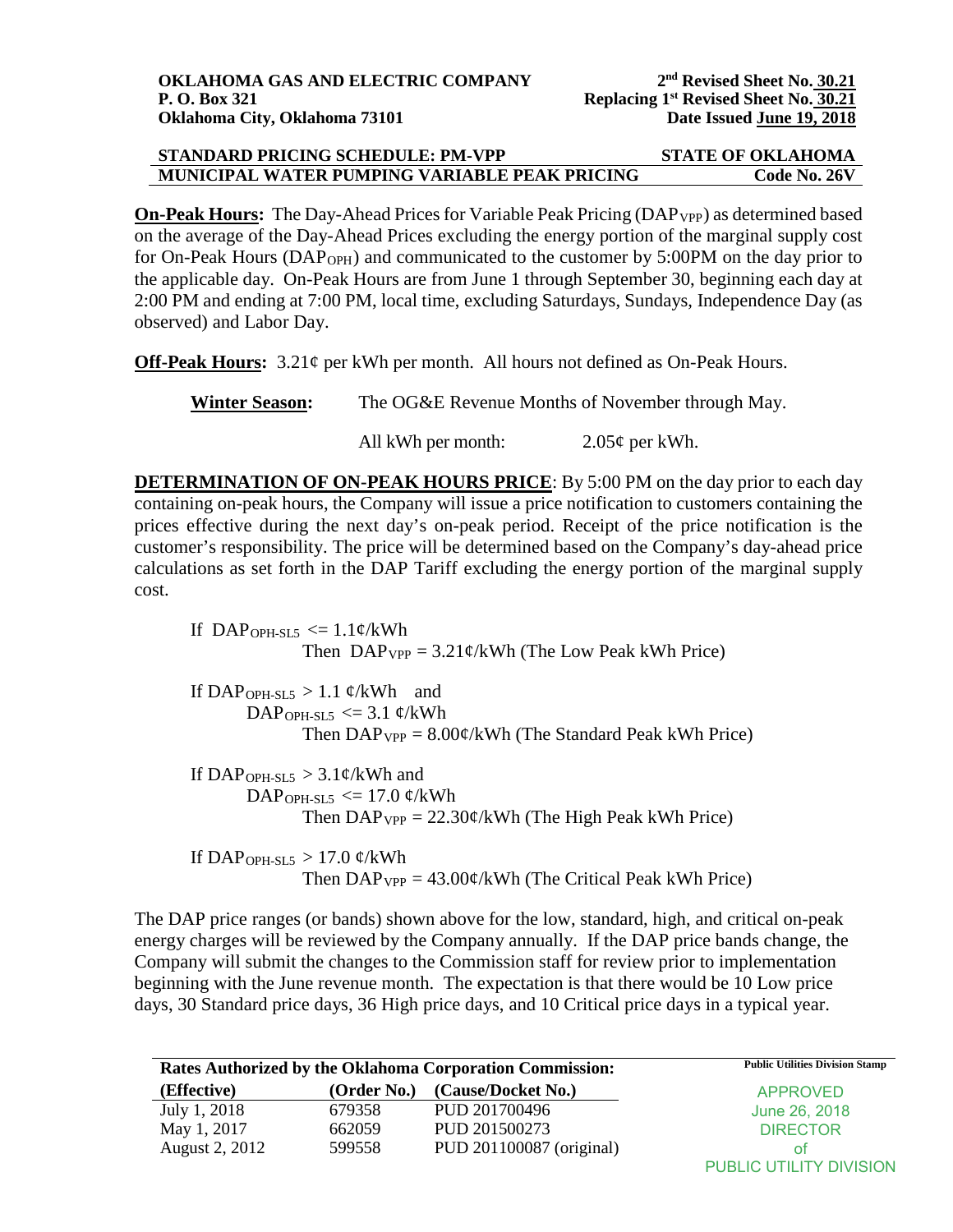**OKLAHOMA GAS AND ELECTRIC COMPANY**
**P. O. Box 321**
**Oklahoma City, Oklahoma 73101**

**2nd Revised Sheet No. 30.21**
**Replacing 1st Revised Sheet No. 30.21**
**Date Issued June 19, 2018**

| **STANDARD PRICING SCHEDULE: PM-VPP** | **STATE OF OKLAHOMA** |
|---|---|
| **MUNICIPAL WATER PUMPING VARIABLE PEAK PRICING** | **Code No. 26V** |

**On-Peak Hours:** The Day-Ahead Prices for Variable Peak Pricing ($DAP_{VPP}$) as determined based on the average of the Day-Ahead Prices excluding the energy portion of the marginal supply cost for On-Peak Hours ($DAP_{OPH}$) and communicated to the customer by 5:00PM on the day prior to the applicable day. On-Peak Hours are from June 1 through September 30, beginning each day at 2:00 PM and ending at 7:00 PM, local time, excluding Saturdays, Sundays, Independence Day (as observed) and Labor Day.

**Off-Peak Hours:** 3.21¢ per kWh per month. All hours not defined as On-Peak Hours.

**Winter Season:** The OG&E Revenue Months of November through May.

All kWh per month: 2.05¢ per kWh.

**DETERMINATION OF ON-PEAK HOURS PRICE**: By 5:00 PM on the day prior to each day containing on-peak hours, the Company will issue a price notification to customers containing the prices effective during the next day's on-peak period. Receipt of the price notification is the customer's responsibility. The price will be determined based on the Company's day-ahead price calculations as set forth in the DAP Tariff excluding the energy portion of the marginal supply cost.

If $DAP_{OPH\text{-}SL5} <= 1.1$¢/kWh
Then $DAP_{VPP} = 3.21$¢/kWh (The Low Peak kWh Price)

If $DAP_{OPH\text{-}SL5} > 1.1$ ¢/kWh and
$DAP_{OPH\text{-}SL5} <= 3.1$ ¢/kWh
Then $DAP_{VPP} = 8.00$¢/kWh (The Standard Peak kWh Price)

If $DAP_{OPH\text{-}SL5} > 3.1$¢/kWh and
$DAP_{OPH\text{-}SL5} <= 17.0$ ¢/kWh
Then $DAP_{VPP} = 22.30$¢/kWh (The High Peak kWh Price)

If $DAP_{OPH\text{-}SL5} > 17.0$ ¢/kWh
Then $DAP_{VPP} = 43.00$¢/kWh (The Critical Peak kWh Price)

The DAP price ranges (or bands) shown above for the low, standard, high, and critical on-peak energy charges will be reviewed by the Company annually. If the DAP price bands change, the Company will submit the changes to the Commission staff for review prior to implementation beginning with the June revenue month. The expectation is that there would be 10 Low price days, 30 Standard price days, 36 High price days, and 10 Critical price days in a typical year.

**Rates Authorized by the Oklahoma Corporation Commission:**

| (Effective) | (Order No.) | (Cause/Docket No.) |
|---|---|---|
| July 1, 2018 | 679358 | PUD 201700496 |
| May 1, 2017 | 662059 | PUD 201500273 |
| August 2, 2012 | 599558 | PUD 201100087 (original) |

**Public Utilities Division Stamp**
APPROVED
June 26, 2018
DIRECTOR
of
PUBLIC UTILITY DIVISION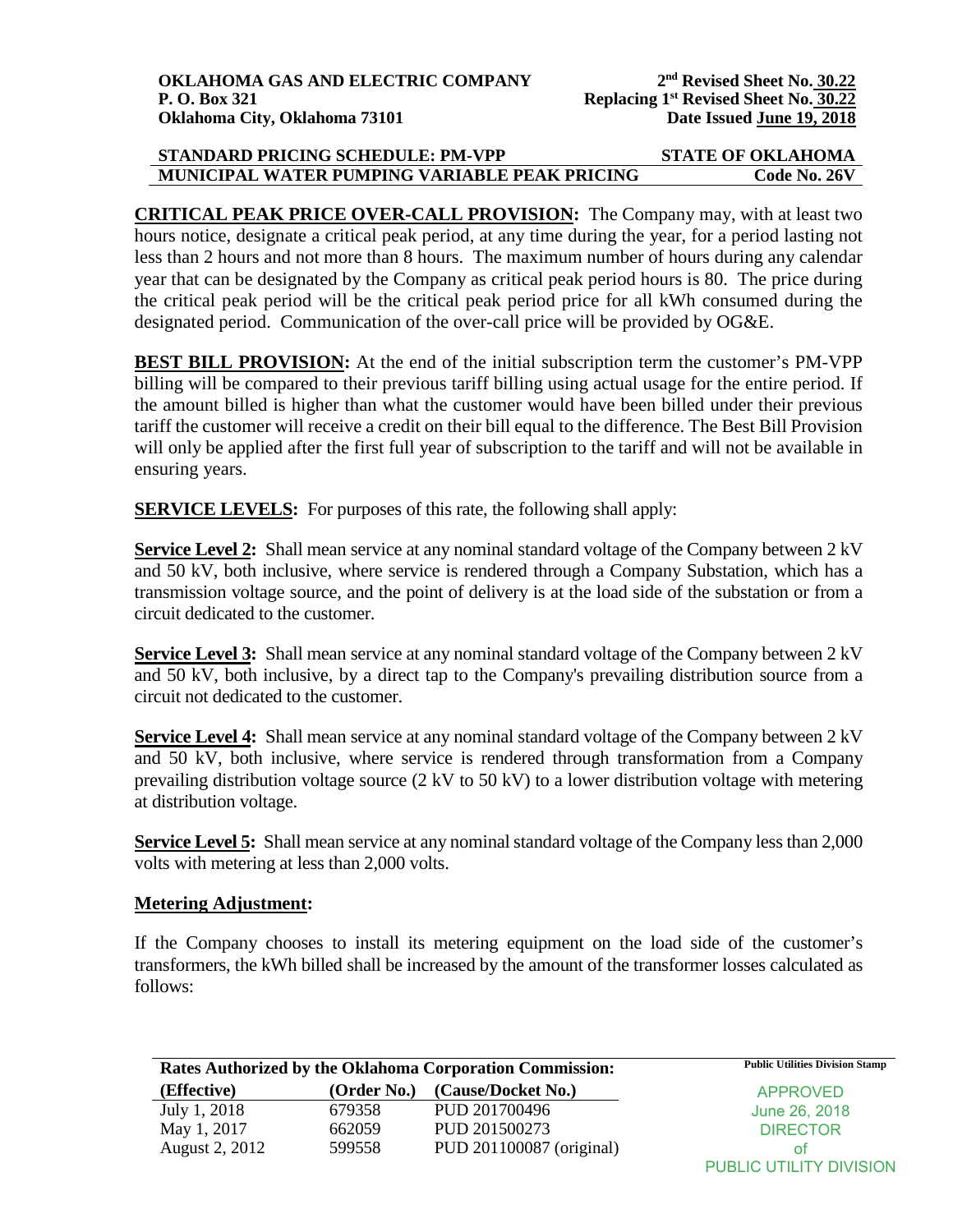**OKLAHOMA GAS AND ELECTRIC COMPANY**
**P. O. Box 321**
**Oklahoma City, Oklahoma 73101**

**2nd Revised Sheet No. 30.22**
**Replacing 1st Revised Sheet No. 30.22**
**Date Issued June 19, 2018**

**STANDARD PRICING SCHEDULE: PM-VPP** — **STATE OF OKLAHOMA**
**MUNICIPAL WATER PUMPING VARIABLE PEAK PRICING** — **Code No. 26V**

**CRITICAL PEAK PRICE OVER-CALL PROVISION:** The Company may, with at least two hours notice, designate a critical peak period, at any time during the year, for a period lasting not less than 2 hours and not more than 8 hours. The maximum number of hours during any calendar year that can be designated by the Company as critical peak period hours is 80. The price during the critical peak period will be the critical peak period price for all kWh consumed during the designated period. Communication of the over-call price will be provided by OG&E.

**BEST BILL PROVISION:** At the end of the initial subscription term the customer's PM-VPP billing will be compared to their previous tariff billing using actual usage for the entire period. If the amount billed is higher than what the customer would have been billed under their previous tariff the customer will receive a credit on their bill equal to the difference. The Best Bill Provision will only be applied after the first full year of subscription to the tariff and will not be available in ensuring years.

**SERVICE LEVELS:** For purposes of this rate, the following shall apply:

**Service Level 2:** Shall mean service at any nominal standard voltage of the Company between 2 kV and 50 kV, both inclusive, where service is rendered through a Company Substation, which has a transmission voltage source, and the point of delivery is at the load side of the substation or from a circuit dedicated to the customer.

**Service Level 3:** Shall mean service at any nominal standard voltage of the Company between 2 kV and 50 kV, both inclusive, by a direct tap to the Company's prevailing distribution source from a circuit not dedicated to the customer.

**Service Level 4:** Shall mean service at any nominal standard voltage of the Company between 2 kV and 50 kV, both inclusive, where service is rendered through transformation from a Company prevailing distribution voltage source (2 kV to 50 kV) to a lower distribution voltage with metering at distribution voltage.

**Service Level 5:** Shall mean service at any nominal standard voltage of the Company less than 2,000 volts with metering at less than 2,000 volts.

**Metering Adjustment:**

If the Company chooses to install its metering equipment on the load side of the customer's transformers, the kWh billed shall be increased by the amount of the transformer losses calculated as follows:

**Rates Authorized by the Oklahoma Corporation Commission:**

| (Effective) | (Order No.) | (Cause/Docket No.) |
|---|---|---|
| July 1, 2018 | 679358 | PUD 201700496 |
| May 1, 2017 | 662059 | PUD 201500273 |
| August 2, 2012 | 599558 | PUD 201100087 (original) |

Public Utilities Division Stamp: APPROVED June 26, 2018 DIRECTOR of PUBLIC UTILITY DIVISION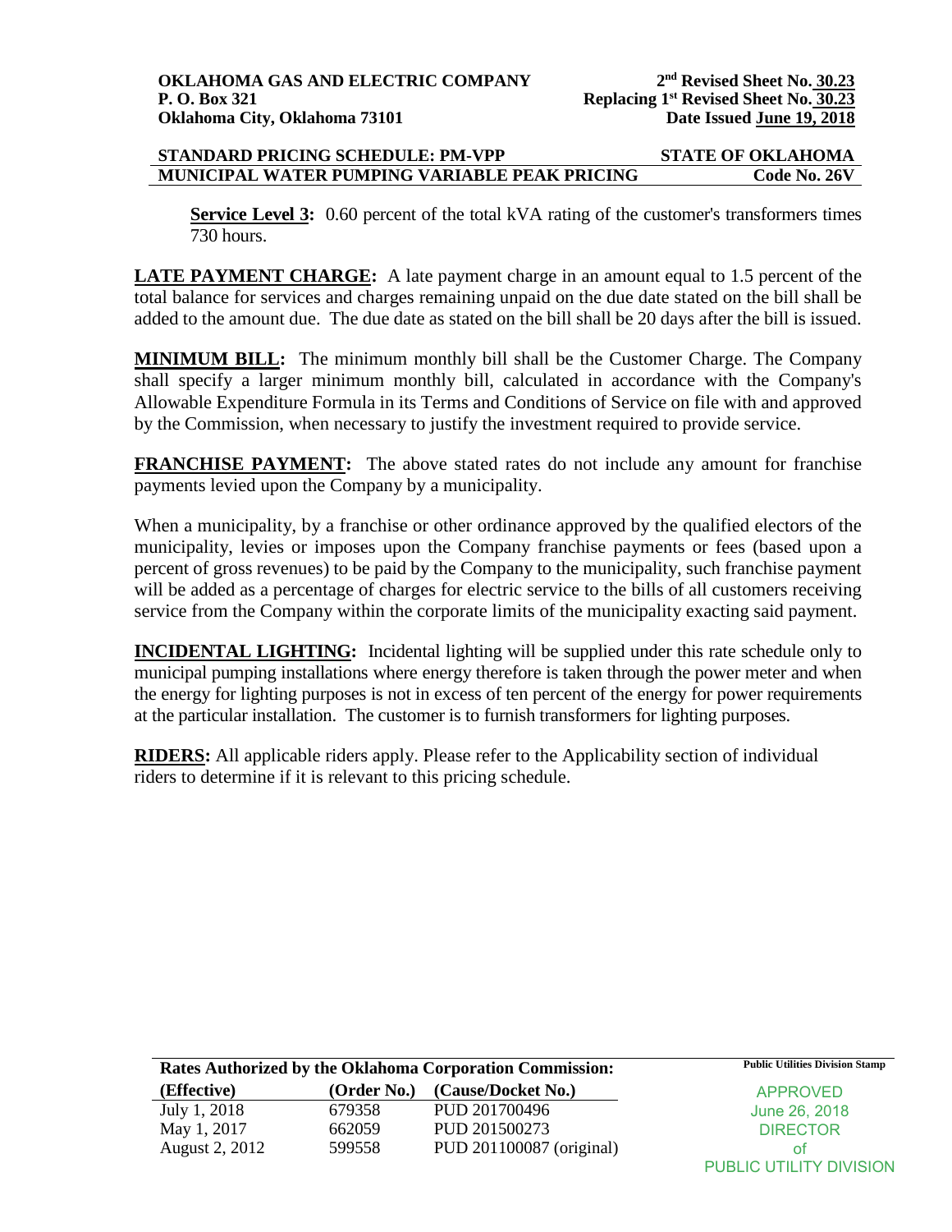**OKLAHOMA GAS AND ELECTRIC COMPANY**
**P. O. Box 321**
**Oklahoma City, Oklahoma 73101**

**2nd Revised Sheet No. 30.23**
**Replacing 1st Revised Sheet No. 30.23**
**Date Issued June 19, 2018**

**STANDARD PRICING SCHEDULE: PM-VPP** — **STATE OF OKLAHOMA**
**MUNICIPAL WATER PUMPING VARIABLE PEAK PRICING** — **Code No. 26V**

**Service Level 3:** 0.60 percent of the total kVA rating of the customer's transformers times 730 hours.

**LATE PAYMENT CHARGE:** A late payment charge in an amount equal to 1.5 percent of the total balance for services and charges remaining unpaid on the due date stated on the bill shall be added to the amount due. The due date as stated on the bill shall be 20 days after the bill is issued.

**MINIMUM BILL:** The minimum monthly bill shall be the Customer Charge. The Company shall specify a larger minimum monthly bill, calculated in accordance with the Company's Allowable Expenditure Formula in its Terms and Conditions of Service on file with and approved by the Commission, when necessary to justify the investment required to provide service.

**FRANCHISE PAYMENT:** The above stated rates do not include any amount for franchise payments levied upon the Company by a municipality.

When a municipality, by a franchise or other ordinance approved by the qualified electors of the municipality, levies or imposes upon the Company franchise payments or fees (based upon a percent of gross revenues) to be paid by the Company to the municipality, such franchise payment will be added as a percentage of charges for electric service to the bills of all customers receiving service from the Company within the corporate limits of the municipality exacting said payment.

**INCIDENTAL LIGHTING:** Incidental lighting will be supplied under this rate schedule only to municipal pumping installations where energy therefore is taken through the power meter and when the energy for lighting purposes is not in excess of ten percent of the energy for power requirements at the particular installation. The customer is to furnish transformers for lighting purposes.

**RIDERS:** All applicable riders apply. Please refer to the Applicability section of individual riders to determine if it is relevant to this pricing schedule.

**Rates Authorized by the Oklahoma Corporation Commission:**

| (Effective) | (Order No.) | (Cause/Docket No.) |
|---|---|---|
| July 1, 2018 | 679358 | PUD 201700496 |
| May 1, 2017 | 662059 | PUD 201500273 |
| August 2, 2012 | 599558 | PUD 201100087 (original) |

**Public Utilities Division Stamp**

APPROVED
June 26, 2018
DIRECTOR
of
PUBLIC UTILITY DIVISION